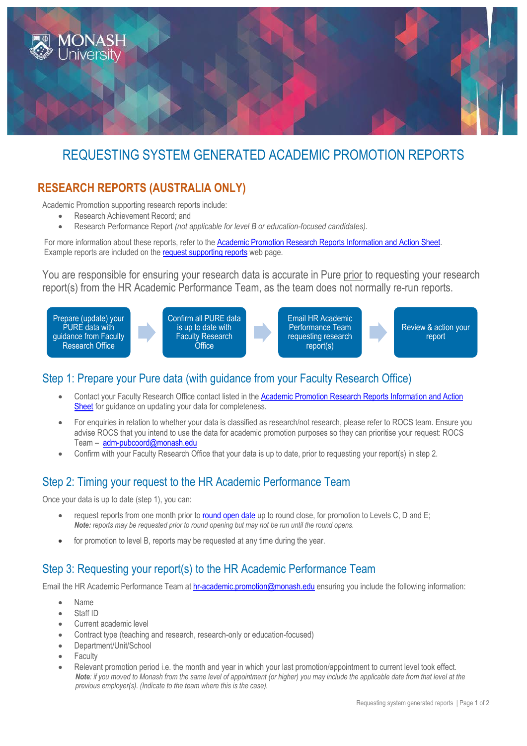# REQUESTING SYSTEM GENERATED ACADEMIC PROMOTION REPORTS

## RESEARCH REPORTS (AUSTRALIA ONLY)

Academic Promotion supporting research reports include:

- Research Achievement Record; and
- Research Performance Report *(not applicable for level B or education-focused candidates).*

For more information about these reports, refer to the Academic Promotion Research Reports Information and Action Sheet. Example reports are included on the request supporting reports web page.

You are responsible for ensuring your research data is accurate in Pure prior to requesting your research report(s) from the HR Academic Performance Team, as the team does not normally re-run reports.

Prepare (update) your PURE data with guidance from Faculty Research Office → Confirm all PURE data is up to date with Faculty Research Office → Email HR Academic Performance Team requesting research report(s) → Review & action your report

### Step 1: Prepare your Pure data (with guidance from your Faculty Research Office)

- Contact your Faculty Research Office contact listed in the Academic Promotion Research Reports Information and Action Sheet for guidance on updating your data for completeness.
- For enquiries in relation to whether your data is classified as research/not research, please refer to ROCS team. Ensure you advise ROCS that you intend to use the data for academic promotion purposes so they can prioritise your request: ROCS Team – adm-pubcoord@monash.edu
- Confirm with your Faculty Research Office that your data is up to date, prior to requesting your report(s) in step 2.

### Step 2: Timing your request to the HR Academic Performance Team

Once your data is up to date (step 1), you can:

- request reports from one month prior to round open date up to round close, for promotion to Levels C, D and E;
  ***Note:*** *reports may be requested prior to round opening but may not be run until the round opens.*
- for promotion to level B, reports may be requested at any time during the year.

### Step 3: Requesting your report(s) to the HR Academic Performance Team

Email the HR Academic Performance Team at hr-academic.promotion@monash.edu ensuring you include the following information:

- Name
- Staff ID
- Current academic level
- Contract type (teaching and research, research-only or education-focused)
- Department/Unit/School
- Faculty
- Relevant promotion period i.e. the month and year in which your last promotion/appointment to current level took effect.
  ***Note****: if you moved to Monash from the same level of appointment (or higher) you may include the applicable date from that level at the previous employer(s). (Indicate to the team where this is the case).*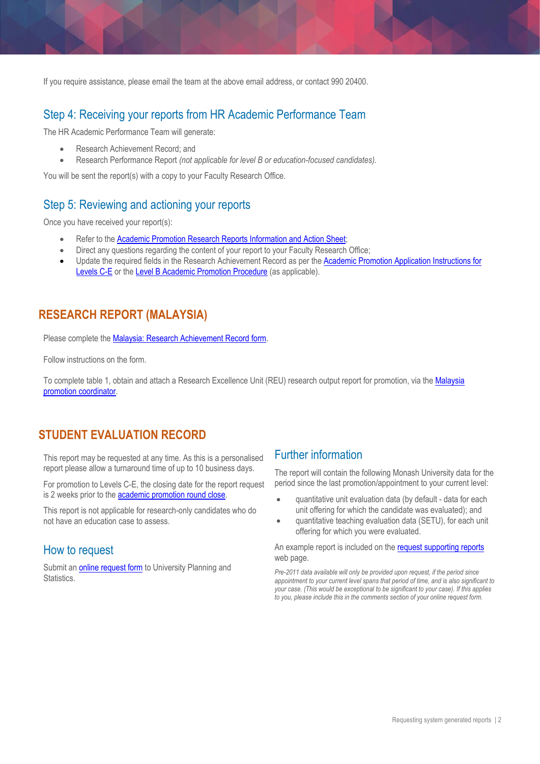If you require assistance, please email the team at the above email address, or contact 990 20400.

### Step 4: Receiving your reports from HR Academic Performance Team

The HR Academic Performance Team will generate:

- Research Achievement Record; and
- Research Performance Report *(not applicable for level B or education-focused candidates).*

You will be sent the report(s) with a copy to your Faculty Research Office.

### Step 5: Reviewing and actioning your reports

Once you have received your report(s):

- Refer to the Academic Promotion Research Reports Information and Action Sheet;
- Direct any questions regarding the content of your report to your Faculty Research Office;
- Update the required fields in the Research Achievement Record as per the Academic Promotion Application Instructions for Levels C-E or the Level B Academic Promotion Procedure (as applicable).

## RESEARCH REPORT (MALAYSIA)

Please complete the Malaysia: Research Achievement Record form.

Follow instructions on the form.

To complete table 1, obtain and attach a Research Excellence Unit (REU) research output report for promotion, via the Malaysia promotion coordinator.

## STUDENT EVALUATION RECORD

This report may be requested at any time. As this is a personalised report please allow a turnaround time of up to 10 business days.

For promotion to Levels C-E, the closing date for the report request is 2 weeks prior to the academic promotion round close.

This report is not applicable for research-only candidates who do not have an education case to assess.

### How to request

Submit an online request form to University Planning and Statistics.

### Further information

The report will contain the following Monash University data for the period since the last promotion/appointment to your current level:

- quantitative unit evaluation data (by default - data for each unit offering for which the candidate was evaluated); and
- quantitative teaching evaluation data (SETU), for each unit offering for which you were evaluated.

An example report is included on the request supporting reports web page.

*Pre-2011 data available will only be provided upon request, if the period since appointment to your current level spans that period of time, and is also significant to your case. (This would be exceptional to be significant to your case). If this applies to you, please include this in the comments section of your online request form.*